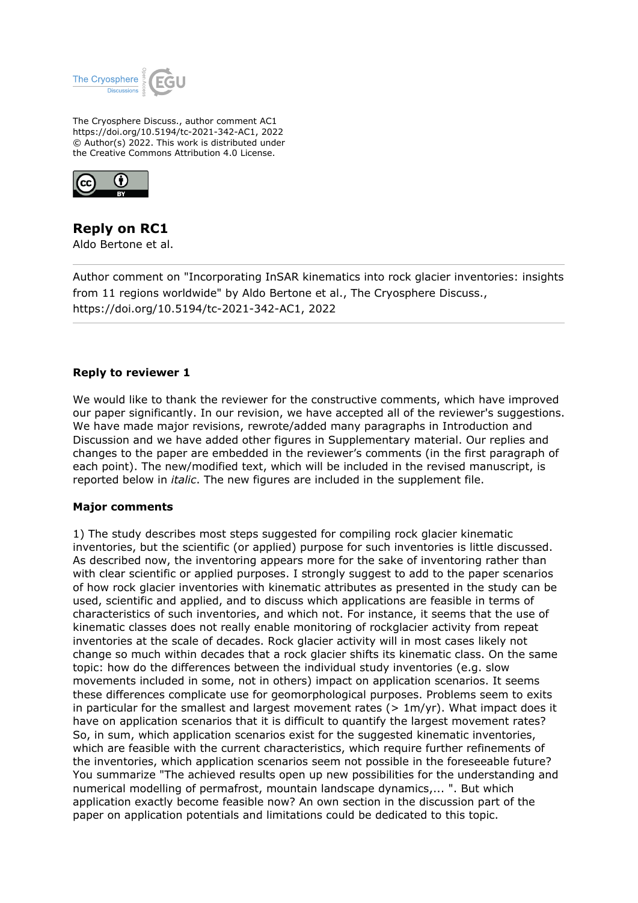The Cryosphere Discuss., author comment AC1
https://doi.org/10.5194/tc-2021-342-AC1, 2022
© Author(s) 2022. This work is distributed under
the Creative Commons Attribution 4.0 License.

# Reply on RC1

Aldo Bertone et al.

---

Author comment on "Incorporating InSAR kinematics into rock glacier inventories: insights from 11 regions worldwide" by Aldo Bertone et al., The Cryosphere Discuss., https://doi.org/10.5194/tc-2021-342-AC1, 2022

---

### Reply to reviewer 1

We would like to thank the reviewer for the constructive comments, which have improved our paper significantly. In our revision, we have accepted all of the reviewer's suggestions. We have made major revisions, rewrote/added many paragraphs in Introduction and Discussion and we have added other figures in Supplementary material. Our replies and changes to the paper are embedded in the reviewer's comments (in the first paragraph of each point). The new/modified text, which will be included in the revised manuscript, is reported below in *italic*. The new figures are included in the supplement file.

### Major comments

1) The study describes most steps suggested for compiling rock glacier kinematic inventories, but the scientific (or applied) purpose for such inventories is little discussed. As described now, the inventoring appears more for the sake of inventoring rather than with clear scientific or applied purposes. I strongly suggest to add to the paper scenarios of how rock glacier inventories with kinematic attributes as presented in the study can be used, scientific and applied, and to discuss which applications are feasible in terms of characteristics of such inventories, and which not. For instance, it seems that the use of kinematic classes does not really enable monitoring of rockglacier activity from repeat inventories at the scale of decades. Rock glacier activity will in most cases likely not change so much within decades that a rock glacier shifts its kinematic class. On the same topic: how do the differences between the individual study inventories (e.g. slow movements included in some, not in others) impact on application scenarios. It seems these differences complicate use for geomorphological purposes. Problems seem to exits in particular for the smallest and largest movement rates (> 1m/yr). What impact does it have on application scenarios that it is difficult to quantify the largest movement rates? So, in sum, which application scenarios exist for the suggested kinematic inventories, which are feasible with the current characteristics, which require further refinements of the inventories, which application scenarios seem not possible in the foreseeable future? You summarize "The achieved results open up new possibilities for the understanding and numerical modelling of permafrost, mountain landscape dynamics,... ". But which application exactly become feasible now? An own section in the discussion part of the paper on application potentials and limitations could be dedicated to this topic.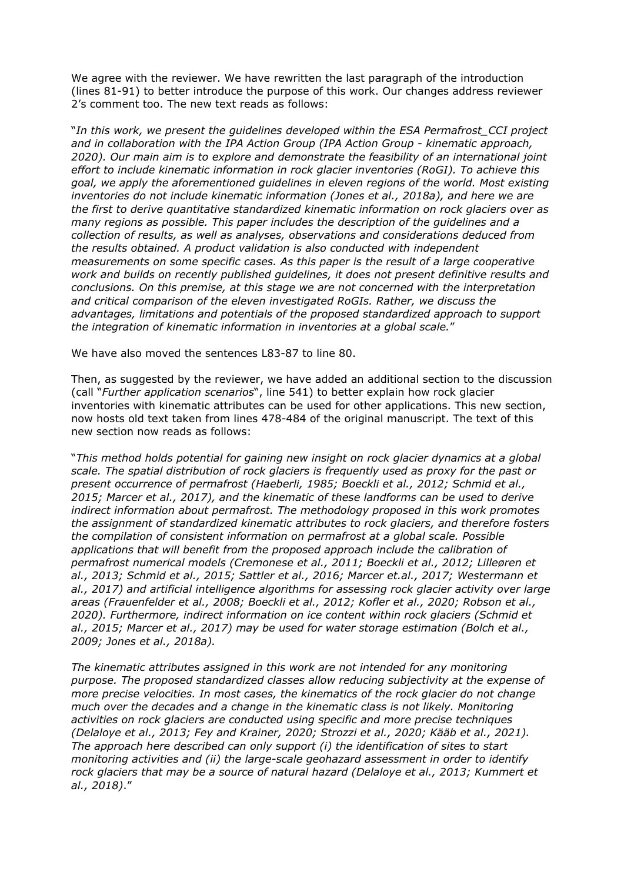We agree with the reviewer. We have rewritten the last paragraph of the introduction (lines 81-91) to better introduce the purpose of this work. Our changes address reviewer 2's comment too. The new text reads as follows:

"*In this work, we present the guidelines developed within the ESA Permafrost_CCI project and in collaboration with the IPA Action Group (IPA Action Group - kinematic approach, 2020). Our main aim is to explore and demonstrate the feasibility of an international joint effort to include kinematic information in rock glacier inventories (RoGI). To achieve this goal, we apply the aforementioned guidelines in eleven regions of the world. Most existing inventories do not include kinematic information (Jones et al., 2018a), and here we are the first to derive quantitative standardized kinematic information on rock glaciers over as many regions as possible. This paper includes the description of the guidelines and a collection of results, as well as analyses, observations and considerations deduced from the results obtained. A product validation is also conducted with independent measurements on some specific cases. As this paper is the result of a large cooperative work and builds on recently published guidelines, it does not present definitive results and conclusions. On this premise, at this stage we are not concerned with the interpretation and critical comparison of the eleven investigated RoGIs. Rather, we discuss the advantages, limitations and potentials of the proposed standardized approach to support the integration of kinematic information in inventories at a global scale.*"

We have also moved the sentences L83-87 to line 80.

Then, as suggested by the reviewer, we have added an additional section to the discussion (call "*Further application scenarios*", line 541) to better explain how rock glacier inventories with kinematic attributes can be used for other applications. This new section, now hosts old text taken from lines 478-484 of the original manuscript. The text of this new section now reads as follows:

"*This method holds potential for gaining new insight on rock glacier dynamics at a global scale. The spatial distribution of rock glaciers is frequently used as proxy for the past or present occurrence of permafrost (Haeberli, 1985; Boeckli et al., 2012; Schmid et al., 2015; Marcer et al., 2017), and the kinematic of these landforms can be used to derive indirect information about permafrost. The methodology proposed in this work promotes the assignment of standardized kinematic attributes to rock glaciers, and therefore fosters the compilation of consistent information on permafrost at a global scale. Possible applications that will benefit from the proposed approach include the calibration of permafrost numerical models (Cremonese et al., 2011; Boeckli et al., 2012; Lilleøren et al., 2013; Schmid et al., 2015; Sattler et al., 2016; Marcer et.al., 2017; Westermann et al., 2017) and artificial intelligence algorithms for assessing rock glacier activity over large areas (Frauenfelder et al., 2008; Boeckli et al., 2012; Kofler et al., 2020; Robson et al., 2020). Furthermore, indirect information on ice content within rock glaciers (Schmid et al., 2015; Marcer et al., 2017) may be used for water storage estimation (Bolch et al., 2009; Jones et al., 2018a).*

*The kinematic attributes assigned in this work are not intended for any monitoring purpose. The proposed standardized classes allow reducing subjectivity at the expense of more precise velocities. In most cases, the kinematics of the rock glacier do not change much over the decades and a change in the kinematic class is not likely. Monitoring activities on rock glaciers are conducted using specific and more precise techniques (Delaloye et al., 2013; Fey and Krainer, 2020; Strozzi et al., 2020; Kääb et al., 2021). The approach here described can only support (i) the identification of sites to start monitoring activities and (ii) the large-scale geohazard assessment in order to identify rock glaciers that may be a source of natural hazard (Delaloye et al., 2013; Kummert et al., 2018).*"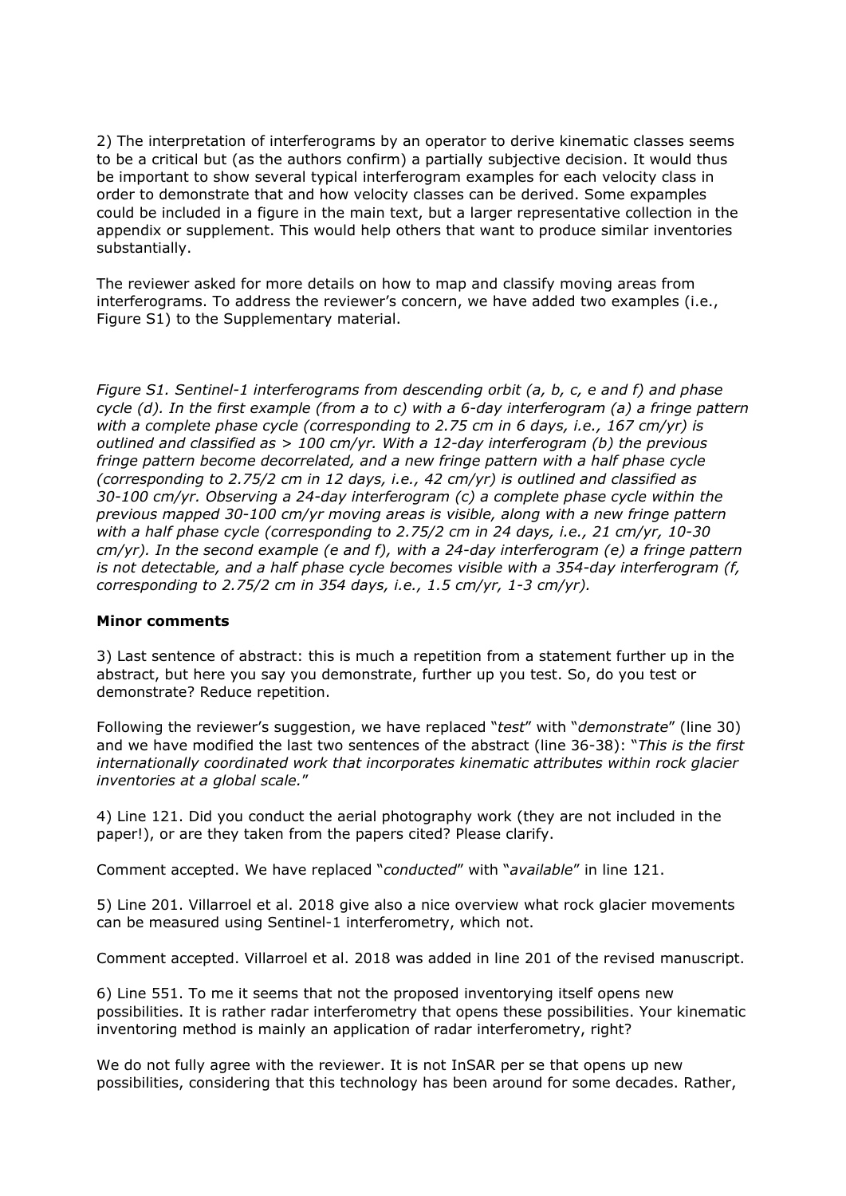2) The interpretation of interferograms by an operator to derive kinematic classes seems to be a critical but (as the authors confirm) a partially subjective decision. It would thus be important to show several typical interferogram examples for each velocity class in order to demonstrate that and how velocity classes can be derived. Some expamples could be included in a figure in the main text, but a larger representative collection in the appendix or supplement. This would help others that want to produce similar inventories substantially.

The reviewer asked for more details on how to map and classify moving areas from interferograms. To address the reviewer's concern, we have added two examples (i.e., Figure S1) to the Supplementary material.

*Figure S1. Sentinel-1 interferograms from descending orbit (a, b, c, e and f) and phase cycle (d). In the first example (from a to c) with a 6-day interferogram (a) a fringe pattern with a complete phase cycle (corresponding to 2.75 cm in 6 days, i.e., 167 cm/yr) is outlined and classified as > 100 cm/yr. With a 12-day interferogram (b) the previous fringe pattern become decorrelated, and a new fringe pattern with a half phase cycle (corresponding to 2.75/2 cm in 12 days, i.e., 42 cm/yr) is outlined and classified as 30-100 cm/yr. Observing a 24-day interferogram (c) a complete phase cycle within the previous mapped 30-100 cm/yr moving areas is visible, along with a new fringe pattern with a half phase cycle (corresponding to 2.75/2 cm in 24 days, i.e., 21 cm/yr, 10-30 cm/yr). In the second example (e and f), with a 24-day interferogram (e) a fringe pattern is not detectable, and a half phase cycle becomes visible with a 354-day interferogram (f, corresponding to 2.75/2 cm in 354 days, i.e., 1.5 cm/yr, 1-3 cm/yr).*

**Minor comments**

3) Last sentence of abstract: this is much a repetition from a statement further up in the abstract, but here you say you demonstrate, further up you test. So, do you test or demonstrate? Reduce repetition.

Following the reviewer's suggestion, we have replaced "*test*" with "*demonstrate*" (line 30) and we have modified the last two sentences of the abstract (line 36-38): "*This is the first internationally coordinated work that incorporates kinematic attributes within rock glacier inventories at a global scale.*"

4) Line 121. Did you conduct the aerial photography work (they are not included in the paper!), or are they taken from the papers cited? Please clarify.

Comment accepted. We have replaced "*conducted*" with "*available*" in line 121.

5) Line 201. Villarroel et al. 2018 give also a nice overview what rock glacier movements can be measured using Sentinel-1 interferometry, which not.

Comment accepted. Villarroel et al. 2018 was added in line 201 of the revised manuscript.

6) Line 551. To me it seems that not the proposed inventorying itself opens new possibilities. It is rather radar interferometry that opens these possibilities. Your kinematic inventoring method is mainly an application of radar interferometry, right?

We do not fully agree with the reviewer. It is not InSAR per se that opens up new possibilities, considering that this technology has been around for some decades. Rather,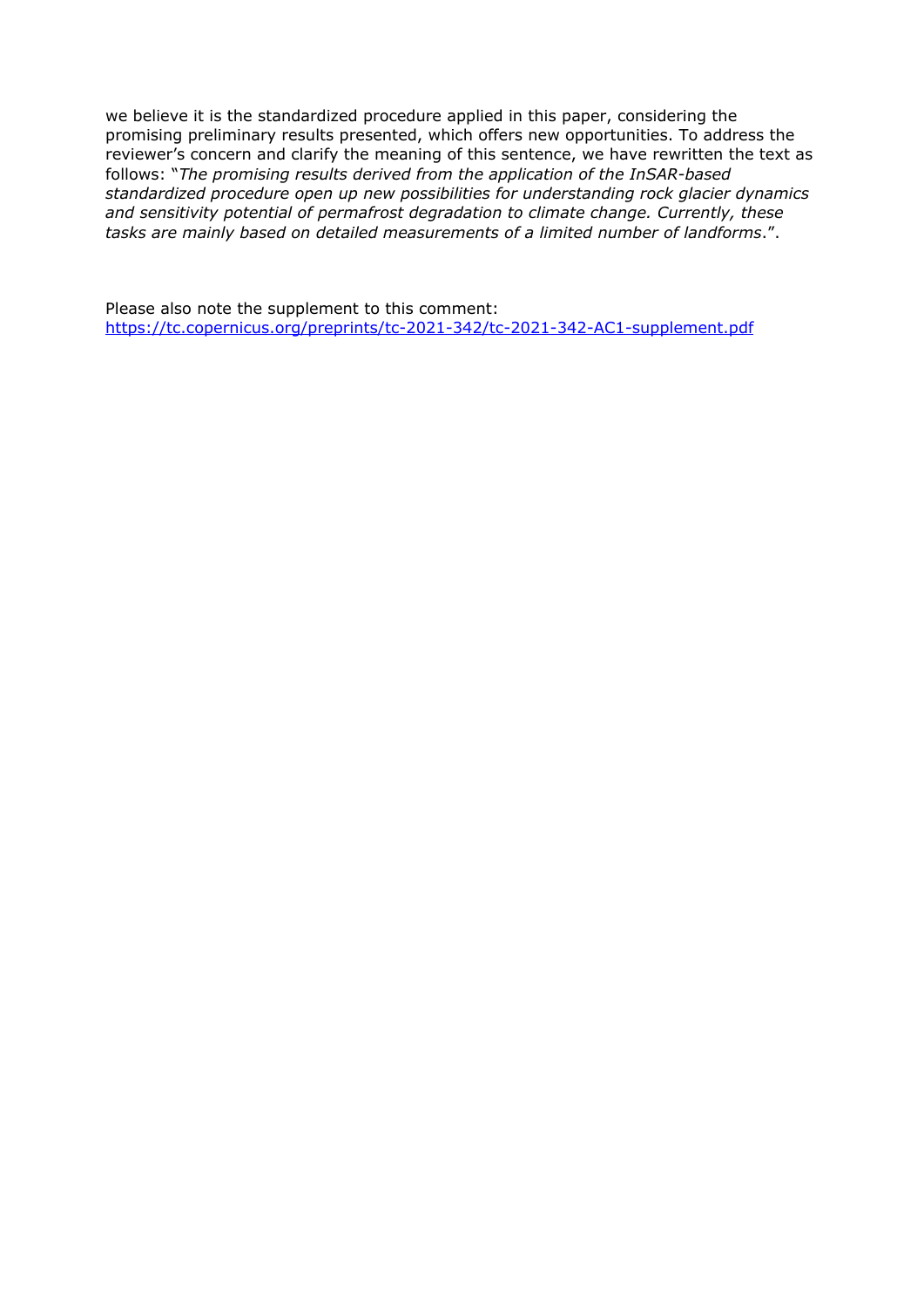we believe it is the standardized procedure applied in this paper, considering the promising preliminary results presented, which offers new opportunities. To address the reviewer's concern and clarify the meaning of this sentence, we have rewritten the text as follows: "*The promising results derived from the application of the InSAR-based standardized procedure open up new possibilities for understanding rock glacier dynamics and sensitivity potential of permafrost degradation to climate change. Currently, these tasks are mainly based on detailed measurements of a limited number of landforms*.".

Please also note the supplement to this comment:
https://tc.copernicus.org/preprints/tc-2021-342/tc-2021-342-AC1-supplement.pdf